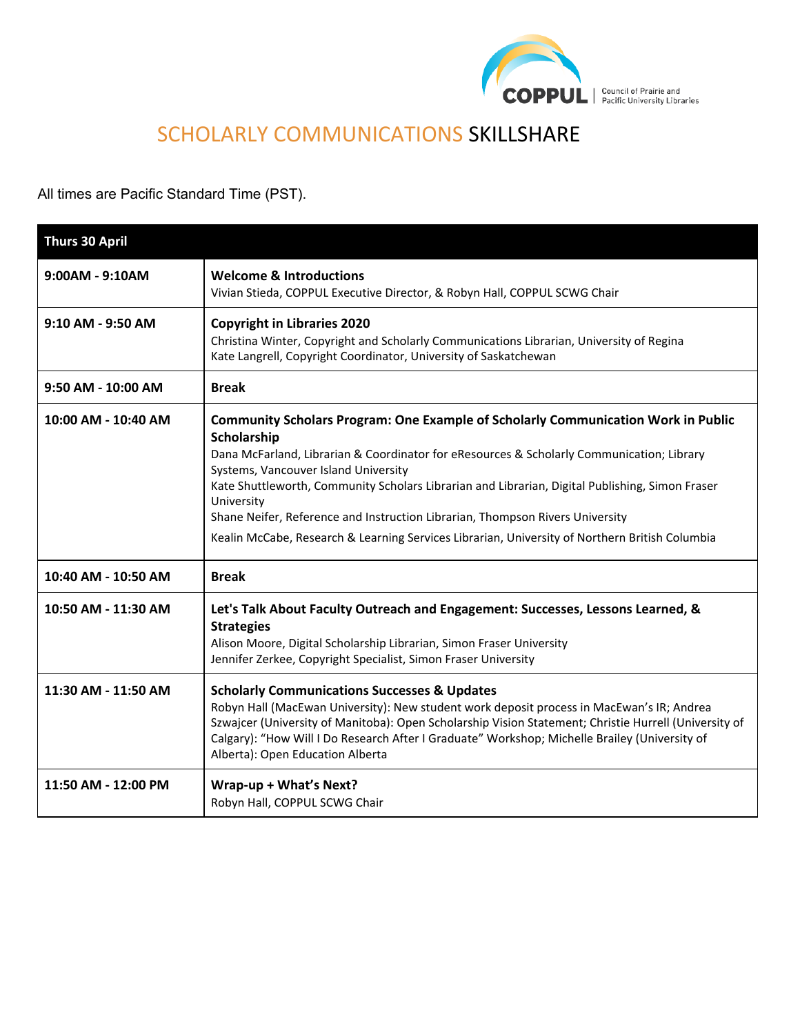COPPUL | Council of Prairie and Pacific University Libraries

# SCHOLARLY COMMUNICATIONS SKILLSHARE

All times are Pacific Standard Time (PST).

| **Thurs 30 April** | |
|---|---|
| **9:00AM - 9:10AM** | **Welcome & Introductions**<br>Vivian Stieda, COPPUL Executive Director, & Robyn Hall, COPPUL SCWG Chair |
| **9:10 AM - 9:50 AM** | **Copyright in Libraries 2020**<br>Christina Winter, Copyright and Scholarly Communications Librarian, University of Regina<br>Kate Langrell, Copyright Coordinator, University of Saskatchewan |
| **9:50 AM - 10:00 AM** | **Break** |
| **10:00 AM - 10:40 AM** | **Community Scholars Program: One Example of Scholarly Communication Work in Public Scholarship**<br>Dana McFarland, Librarian & Coordinator for eResources & Scholarly Communication; Library Systems, Vancouver Island University<br>Kate Shuttleworth, Community Scholars Librarian and Librarian, Digital Publishing, Simon Fraser University<br>Shane Neifer, Reference and Instruction Librarian, Thompson Rivers University<br>Kealin McCabe, Research & Learning Services Librarian, University of Northern British Columbia |
| **10:40 AM - 10:50 AM** | **Break** |
| **10:50 AM - 11:30 AM** | **Let's Talk About Faculty Outreach and Engagement: Successes, Lessons Learned, & Strategies**<br>Alison Moore, Digital Scholarship Librarian, Simon Fraser University<br>Jennifer Zerkee, Copyright Specialist, Simon Fraser University |
| **11:30 AM - 11:50 AM** | **Scholarly Communications Successes & Updates**<br>Robyn Hall (MacEwan University): New student work deposit process in MacEwan's IR; Andrea Szwajcer (University of Manitoba): Open Scholarship Vision Statement; Christie Hurrell (University of Calgary): "How Will I Do Research After I Graduate" Workshop; Michelle Brailey (University of Alberta): Open Education Alberta |
| **11:50 AM - 12:00 PM** | **Wrap-up + What's Next?**<br>Robyn Hall, COPPUL SCWG Chair |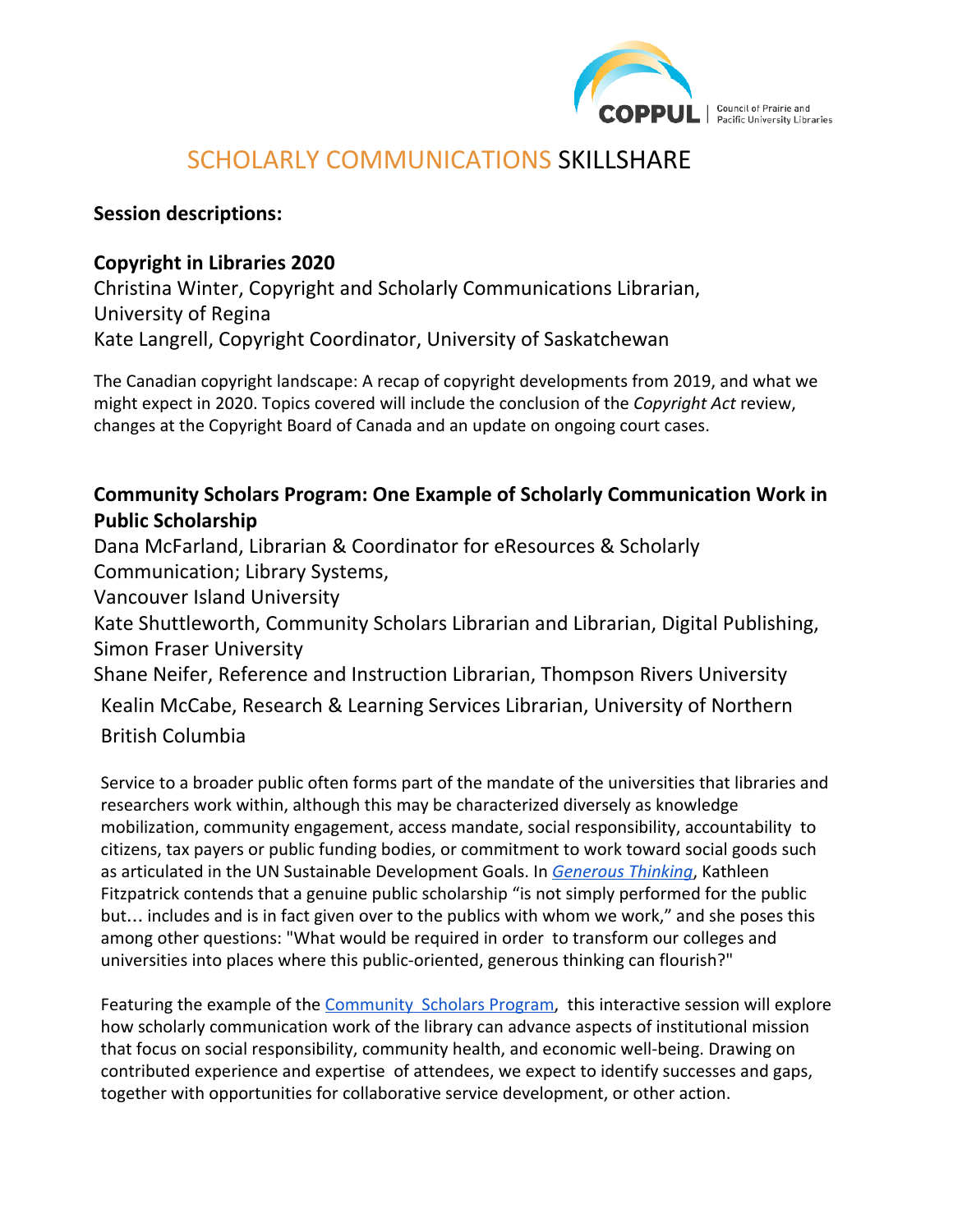# SCHOLARLY COMMUNICATIONS SKILLSHARE

**Session descriptions:**

## Copyright in Libraries 2020

Christina Winter, Copyright and Scholarly Communications Librarian, University of Regina
Kate Langrell, Copyright Coordinator, University of Saskatchewan

The Canadian copyright landscape: A recap of copyright developments from 2019, and what we might expect in 2020. Topics covered will include the conclusion of the *Copyright Act* review, changes at the Copyright Board of Canada and an update on ongoing court cases.

## Community Scholars Program: One Example of Scholarly Communication Work in Public Scholarship

Dana McFarland, Librarian & Coordinator for eResources & Scholarly Communication; Library Systems, Vancouver Island University
Kate Shuttleworth, Community Scholars Librarian and Librarian, Digital Publishing, Simon Fraser University
Shane Neifer, Reference and Instruction Librarian, Thompson Rivers University
Kealin McCabe, Research & Learning Services Librarian, University of Northern British Columbia

Service to a broader public often forms part of the mandate of the universities that libraries and researchers work within, although this may be characterized diversely as knowledge mobilization, community engagement, access mandate, social responsibility, accountability to citizens, tax payers or public funding bodies, or commitment to work toward social goods such as articulated in the UN Sustainable Development Goals. In *Generous Thinking*, Kathleen Fitzpatrick contends that a genuine public scholarship "is not simply performed for the public but… includes and is in fact given over to the publics with whom we work," and she poses this among other questions: "What would be required in order to transform our colleges and universities into places where this public-oriented, generous thinking can flourish?"

Featuring the example of the Community Scholars Program, this interactive session will explore how scholarly communication work of the library can advance aspects of institutional mission that focus on social responsibility, community health, and economic well-being. Drawing on contributed experience and expertise of attendees, we expect to identify successes and gaps, together with opportunities for collaborative service development, or other action.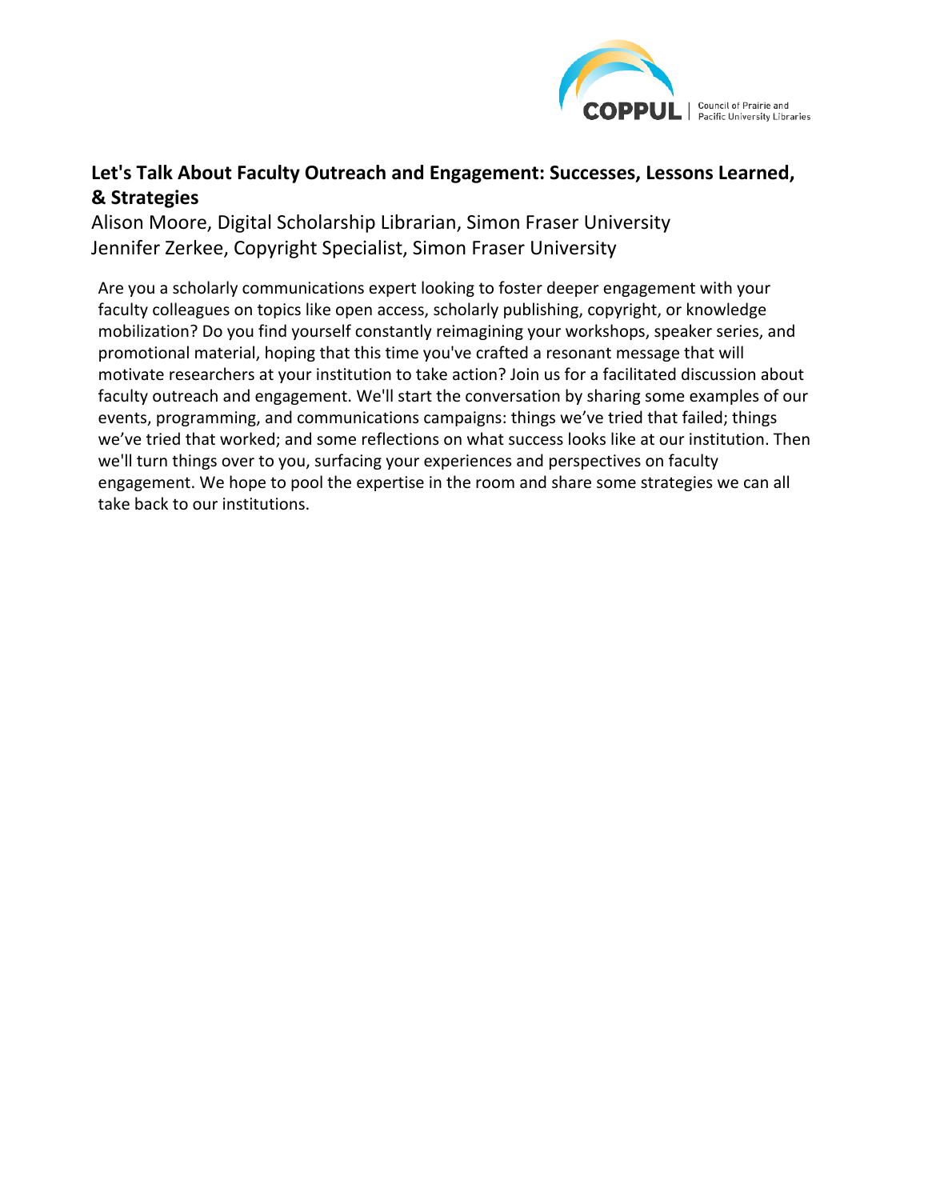## Let's Talk About Faculty Outreach and Engagement: Successes, Lessons Learned, & Strategies

Alison Moore, Digital Scholarship Librarian, Simon Fraser University
Jennifer Zerkee, Copyright Specialist, Simon Fraser University

Are you a scholarly communications expert looking to foster deeper engagement with your faculty colleagues on topics like open access, scholarly publishing, copyright, or knowledge mobilization? Do you find yourself constantly reimagining your workshops, speaker series, and promotional material, hoping that this time you've crafted a resonant message that will motivate researchers at your institution to take action? Join us for a facilitated discussion about faculty outreach and engagement. We'll start the conversation by sharing some examples of our events, programming, and communications campaigns: things we've tried that failed; things we've tried that worked; and some reflections on what success looks like at our institution. Then we'll turn things over to you, surfacing your experiences and perspectives on faculty engagement. We hope to pool the expertise in the room and share some strategies we can all take back to our institutions.